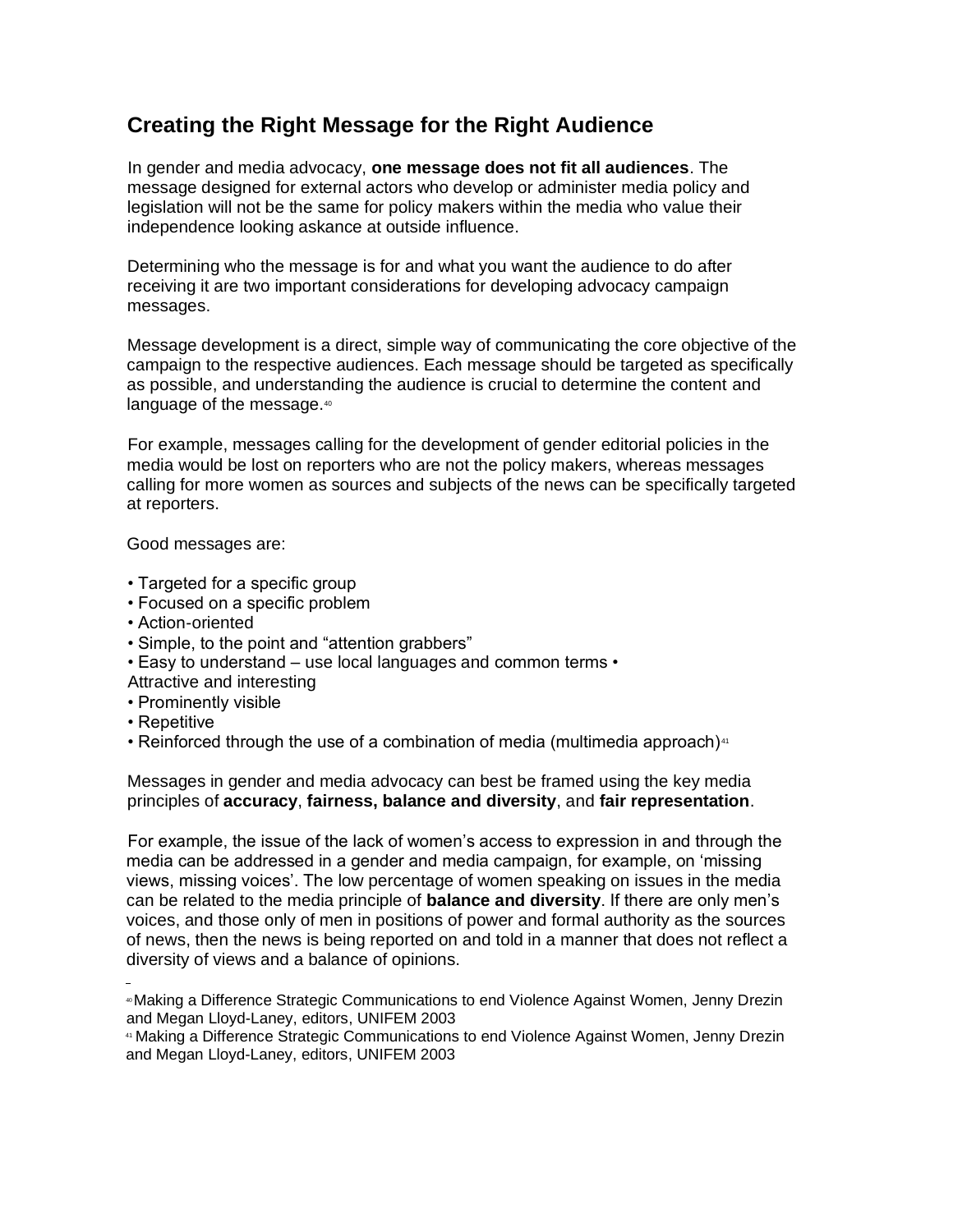## Creating the Right Message for the Right Audience

In gender and media advocacy, **one message does not fit all audiences**. The message designed for external actors who develop or administer media policy and legislation will not be the same for policy makers within the media who value their independence looking askance at outside influence.

Determining who the message is for and what you want the audience to do after receiving it are two important considerations for developing advocacy campaign messages.

Message development is a direct, simple way of communicating the core objective of the campaign to the respective audiences. Each message should be targeted as specifically as possible, and understanding the audience is crucial to determine the content and language of the message.[40]

For example, messages calling for the development of gender editorial policies in the media would be lost on reporters who are not the policy makers, whereas messages calling for more women as sources and subjects of the news can be specifically targeted at reporters.

Good messages are:

- Targeted for a specific group
- Focused on a specific problem
- Action-oriented
- Simple, to the point and "attention grabbers"
- Easy to understand – use local languages and common terms
- Attractive and interesting
- Prominently visible
- Repetitive
- Reinforced through the use of a combination of media (multimedia approach)[41]

Messages in gender and media advocacy can best be framed using the key media principles of **accuracy**, **fairness, balance and diversity**, and **fair representation**.

For example, the issue of the lack of women's access to expression in and through the media can be addressed in a gender and media campaign, for example, on 'missing views, missing voices'. The low percentage of women speaking on issues in the media can be related to the media principle of **balance and diversity**. If there are only men's voices, and those only of men in positions of power and formal authority as the sources of news, then the news is being reported on and told in a manner that does not reflect a diversity of views and a balance of opinions.

---

[40] Making a Difference Strategic Communications to end Violence Against Women, Jenny Drezin and Megan Lloyd-Laney, editors, UNIFEM 2003

[41] Making a Difference Strategic Communications to end Violence Against Women, Jenny Drezin and Megan Lloyd-Laney, editors, UNIFEM 2003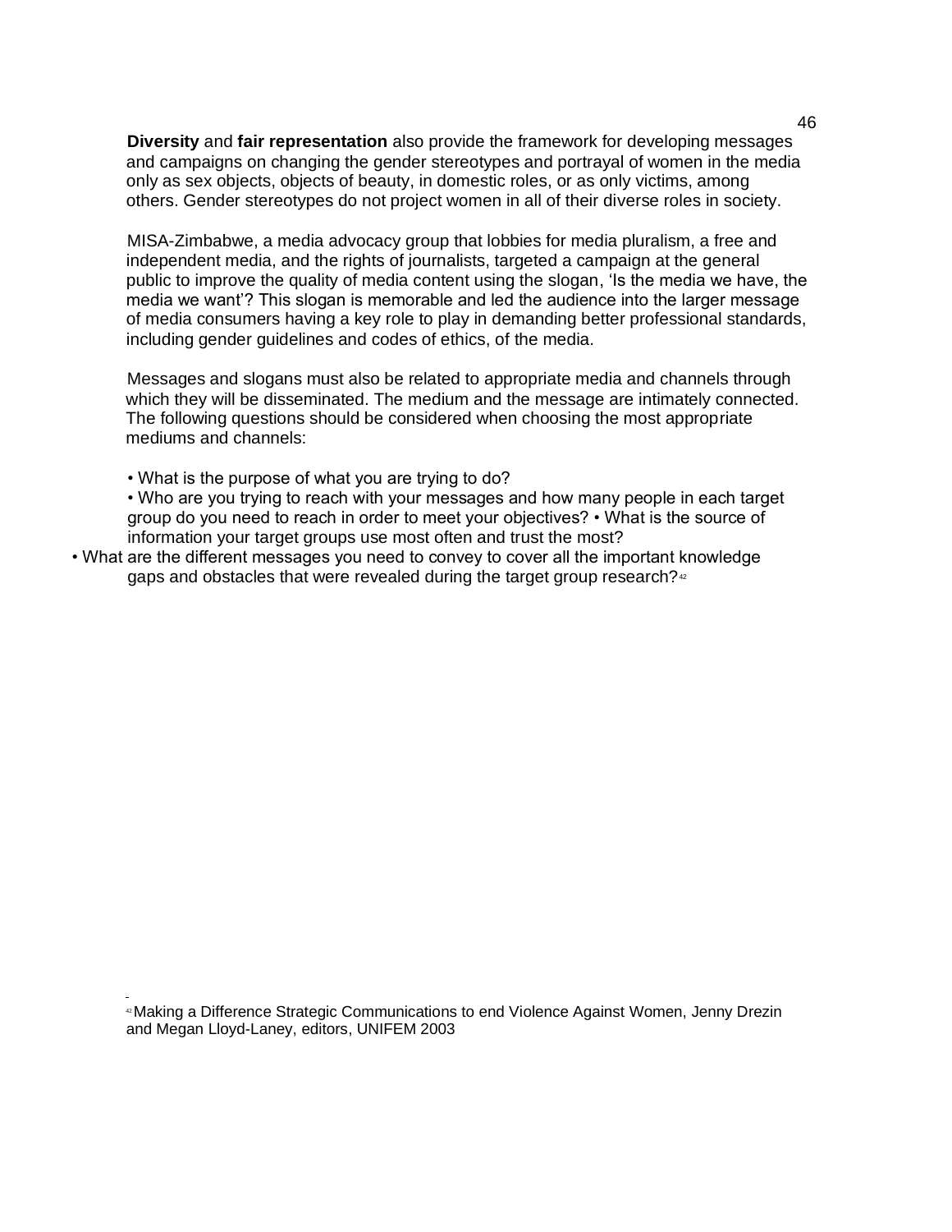**Diversity** and **fair representation** also provide the framework for developing messages and campaigns on changing the gender stereotypes and portrayal of women in the media only as sex objects, objects of beauty, in domestic roles, or as only victims, among others. Gender stereotypes do not project women in all of their diverse roles in society.

MISA-Zimbabwe, a media advocacy group that lobbies for media pluralism, a free and independent media, and the rights of journalists, targeted a campaign at the general public to improve the quality of media content using the slogan, 'Is the media we have, the media we want'? This slogan is memorable and led the audience into the larger message of media consumers having a key role to play in demanding better professional standards, including gender guidelines and codes of ethics, of the media.

Messages and slogans must also be related to appropriate media and channels through which they will be disseminated. The medium and the message are intimately connected. The following questions should be considered when choosing the most appropriate mediums and channels:

- What is the purpose of what you are trying to do?
- Who are you trying to reach with your messages and how many people in each target group do you need to reach in order to meet your objectives?
- What is the source of information your target groups use most often and trust the most?
- What are the different messages you need to convey to cover all the important knowledge gaps and obstacles that were revealed during the target group research?[42]

[42] Making a Difference Strategic Communications to end Violence Against Women, Jenny Drezin and Megan Lloyd-Laney, editors, UNIFEM 2003